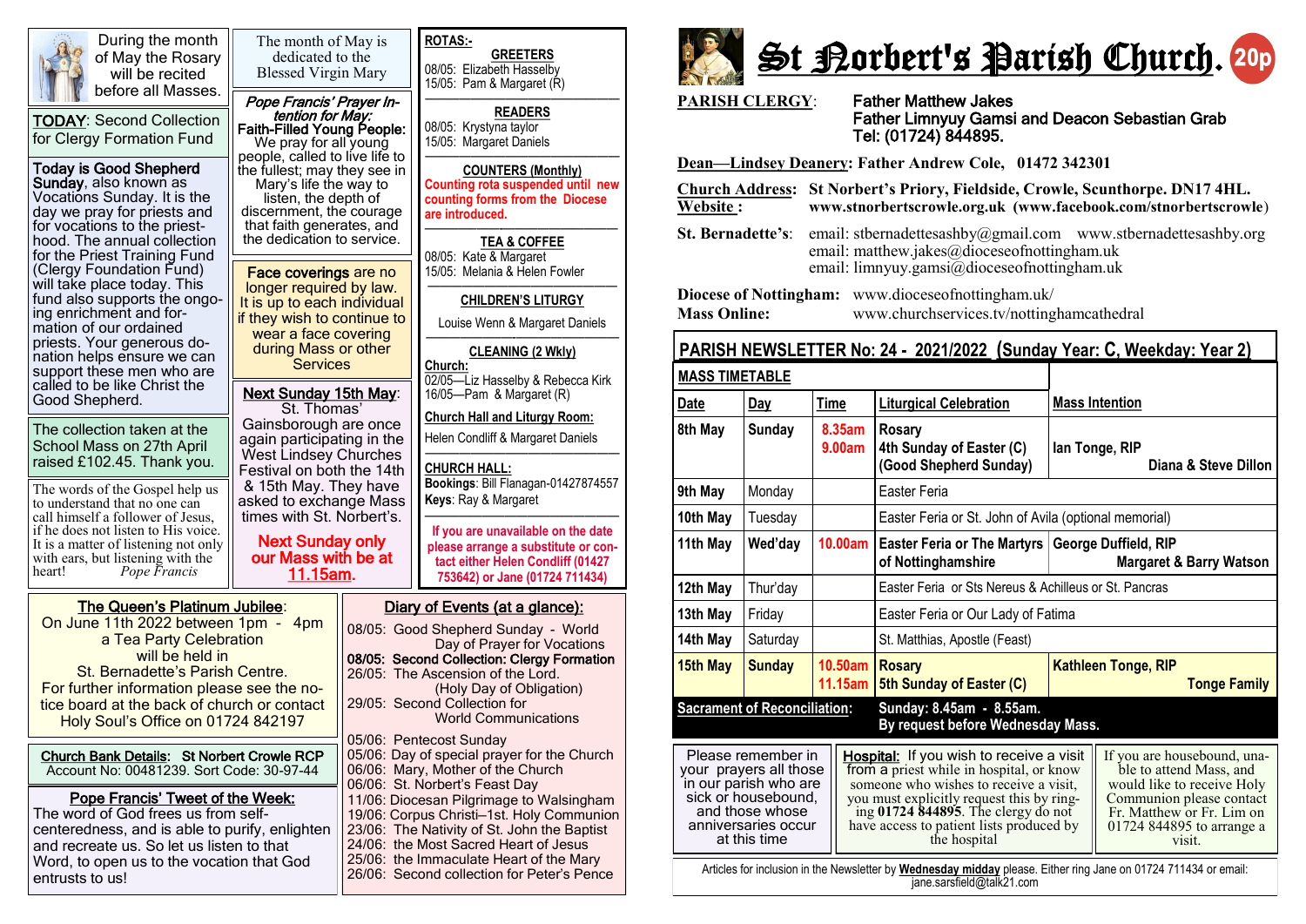# St Norbert's Parish Church.

20p

**PARISH CLERGY**: Father Matthew Jakes
Father Limnyuy Gamsi and Deacon Sebastian Grab
Tel: (01724) 844895.

**Dean—Lindsey Deanery**: Father Andrew Cole, 01472 342301

**Church Address:** St Norbert's Priory, Fieldside, Crowle, Scunthorpe. DN17 4HL.
**Website :** www.stnorbertscrowle.org.uk (www.facebook.com/stnorbertscrowle)

**St. Bernadette's**: email: stbernadettesashby@gmail.com www.stbernadettesashby.org
email: matthew.jakes@dioceseofnottingham.uk
email: limnyuy.gamsi@dioceseofnottingham.uk

**Diocese of Nottingham:** www.dioceseofnottingham.uk/
**Mass Online:** www.churchservices.tv/nottinghamcathedral

## PARISH NEWSLETTER No: 24 - 2021/2022 (Sunday Year: C, Weekday: Year 2)

**MASS TIMETABLE**

| Date | Day | Time | Liturgical Celebration | Mass Intention |
|---|---|---|---|---|
| 8th May | Sunday | 8.35am<br>9.00am | Rosary<br>4th Sunday of Easter (C)<br>(Good Shepherd Sunday) | Ian Tonge, RIP<br>Diana & Steve Dillon |
| 9th May | Monday | | Easter Feria | |
| 10th May | Tuesday | | Easter Feria or St. John of Avila (optional memorial) | |
| 11th May | Wed'day | 10.00am | Easter Feria or The Martyrs of Nottinghamshire | George Duffield, RIP<br>Margaret & Barry Watson |
| 12th May | Thur'day | | Easter Feria or Sts Nereus & Achilleus or St. Pancras | |
| 13th May | Friday | | Easter Feria or Our Lady of Fatima | |
| 14th May | Saturday | | St. Matthias, Apostle (Feast) | |
| 15th May | Sunday | 10.50am<br>11.15am | Rosary<br>5th Sunday of Easter (C) | Kathleen Tonge, RIP<br>Tonge Family |

**Sacrament of Reconciliation:** Sunday: 8.45am - 8.55am.
By request before Wednesday Mass.

Please remember in your prayers all those in our parish who are sick or housebound, and those whose anniversaries occur at this time

**Hospital:** If you wish to receive a visit from a priest while in hospital, or know someone who wishes to receive a visit, you must explicitly request this by ringing **01724 844895**. The clergy do not have access to patient lists produced by the hospital

If you are housebound, unable to attend Mass, and would like to receive Holy Communion please contact Fr. Matthew or Fr. Lim on 01724 844895 to arrange a visit.

Articles for inclusion in the Newsletter by **Wednesday midday** please. Either ring Jane on 01724 711434 or email: jane.sarsfield@talk21.com

---

During the month of May the Rosary will be recited before all Masses.

**TODAY**: Second Collection for Clergy Formation Fund

**Today is Good Shepherd Sunday**, also known as Vocations Sunday. It is the day we pray for priests and for vocations to the priesthood. The annual collection for the Priest Training Fund (Clergy Foundation Fund) will take place today. This fund also supports the ongoing enrichment and formation of our ordained priests. Your generous donation helps ensure we can support these men who are called to be like Christ the Good Shepherd.

The collection taken at the School Mass on 27th April raised £102.45. Thank you.

The words of the Gospel help us to understand that no one can call himself a follower of Jesus, if he does not listen to His voice. It is a matter of listening not only with ears, but listening with the heart! *Pope Francis*

The month of May is dedicated to the Blessed Virgin Mary

***Pope Francis' Prayer Intention for May:***
**Faith-Filled Young People:** We pray for all young people, called to live life to the fullest; may they see in Mary's life the way to listen, the depth of discernment, the courage that faith generates, and the dedication to service.

**Face coverings** are no longer required by law. It is up to each individual if they wish to continue to wear a face covering during Mass or other Services

**Next Sunday 15th May**: St. Thomas' Gainsborough are once again participating in the West Lindsey Churches Festival on both the 14th & 15th May. They have asked to exchange Mass times with St. Norbert's.

**Next Sunday only our Mass with be at 11.15am.**

**ROTAS:-**

**GREETERS**
08/05: Elizabeth Hasselby
15/05: Pam & Margaret (R)

**READERS**
08/05: Krystyna taylor
15/05: Margaret Daniels

**COUNTERS (Monthly)**
Counting rota suspended until new counting forms from the Diocese are introduced.

**TEA & COFFEE**
08/05: Kate & Margaret
15/05: Melania & Helen Fowler

**CHILDREN'S LITURGY**
Louise Wenn & Margaret Daniels

**CLEANING (2 Wkly)**
**Church:**
02/05—Liz Hasselby & Rebecca Kirk
16/05—Pam & Margaret (R)

**Church Hall and Liturgy Room:**
Helen Condliff & Margaret Daniels

**CHURCH HALL:**
**Bookings**: Bill Flanagan-01427874557
**Keys**: Ray & Margaret

If you are unavailable on the date please arrange a substitute or contact either Helen Condliff (01427 753642) or Jane (01724 711434)

**The Queen's Platinum Jubilee**:
On June 11th 2022 between 1pm - 4pm a Tea Party Celebration will be held in St. Bernadette's Parish Centre.
For further information please see the notice board at the back of church or contact Holy Soul's Office on 01724 842197

**Church Bank Details: St Norbert Crowle RCP**
Account No: 00481239. Sort Code: 30-97-44

**Pope Francis' Tweet of the Week:**
The word of God frees us from self-centeredness, and is able to purify, enlighten and recreate us. So let us listen to that Word, to open us to the vocation that God entrusts to us!

**Diary of Events (at a glance):**
08/05: Good Shepherd Sunday - World Day of Prayer for Vocations
**08/05: Second Collection: Clergy Formation**
26/05: The Ascension of the Lord. (Holy Day of Obligation)
29/05: Second Collection for World Communications

05/06: Pentecost Sunday
05/06: Day of special prayer for the Church
06/06: Mary, Mother of the Church
06/06: St. Norbert's Feast Day
11/06: Diocesan Pilgrimage to Walsingham
19/06: Corpus Christi–1st. Holy Communion
23/06: The Nativity of St. John the Baptist
24/06: the Most Sacred Heart of Jesus
25/06: the Immaculate Heart of the Mary
26/06: Second collection for Peter's Pence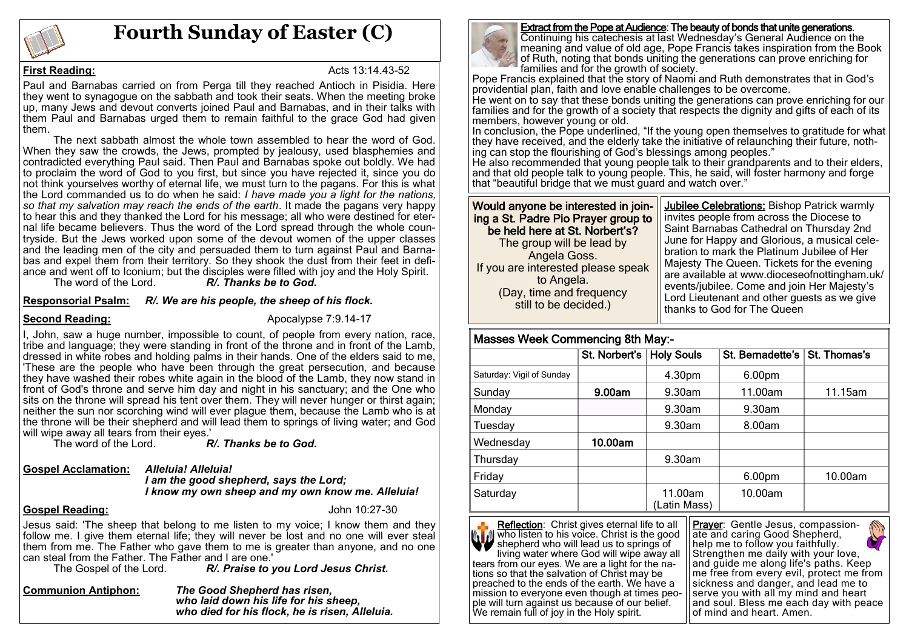# Fourth Sunday of Easter (C)

**First Reading:** Acts 13:14.43-52

Paul and Barnabas carried on from Perga till they reached Antioch in Pisidia. Here they went to synagogue on the sabbath and took their seats. When the meeting broke up, many Jews and devout converts joined Paul and Barnabas, and in their talks with them Paul and Barnabas urged them to remain faithful to the grace God had given them.

The next sabbath almost the whole town assembled to hear the word of God. When they saw the crowds, the Jews, prompted by jealousy, used blasphemies and contradicted everything Paul said. Then Paul and Barnabas spoke out boldly. We had to proclaim the word of God to you first, but since you have rejected it, since you do not think yourselves worthy of eternal life, we must turn to the pagans. For this is what the Lord commanded us to do when he said: *I have made you a light for the nations, so that my salvation may reach the ends of the earth*. It made the pagans very happy to hear this and they thanked the Lord for his message; all who were destined for eternal life became believers. Thus the word of the Lord spread through the whole countryside. But the Jews worked upon some of the devout women of the upper classes and the leading men of the city and persuaded them to turn against Paul and Barnabas and expel them from their territory. So they shook the dust from their feet in defiance and went off to Iconium; but the disciples were filled with joy and the Holy Spirit.

The word of the Lord. ***R/. Thanks be to God.***

**Responsorial Psalm:** ***R/. We are his people, the sheep of his flock.***

**Second Reading:** Apocalypse 7:9.14-17

I, John, saw a huge number, impossible to count, of people from every nation, race, tribe and language; they were standing in front of the throne and in front of the Lamb, dressed in white robes and holding palms in their hands. One of the elders said to me, 'These are the people who have been through the great persecution, and because they have washed their robes white again in the blood of the Lamb, they now stand in front of God's throne and serve him day and night in his sanctuary; and the One who sits on the throne will spread his tent over them. They will never hunger or thirst again; neither the sun nor scorching wind will ever plague them, because the Lamb who is at the throne will be their shepherd and will lead them to springs of living water; and God will wipe away all tears from their eyes.'

The word of the Lord. ***R/. Thanks be to God.***

**Gospel Acclamation:** ***Alleluia! Alleluia!***
***I am the good shepherd, says the Lord;***
***I know my own sheep and my own know me. Alleluia!***

**Gospel Reading:** John 10:27-30

Jesus said: 'The sheep that belong to me listen to my voice; I know them and they follow me. I give them eternal life; they will never be lost and no one will ever steal them from me. The Father who gave them to me is greater than anyone, and no one can steal from the Father. The Father and I are one.'

The Gospel of the Lord. ***R/. Praise to you Lord Jesus Christ.***

**Communion Antiphon:** ***The Good Shepherd has risen,***
***who laid down his life for his sheep,***
***who died for his flock, he is risen, Alleluia.***

**Extract from the Pope at Audience: The beauty of bonds that unite generations.**

Continuing his catechesis at last Wednesday's General Audience on the meaning and value of old age, Pope Francis takes inspiration from the Book of Ruth, noting that bonds uniting the generations can prove enriching for families and for the growth of society.

Pope Francis explained that the story of Naomi and Ruth demonstrates that in God's providential plan, faith and love enable challenges to be overcome.

He went on to say that these bonds uniting the generations can prove enriching for our families and for the growth of a society that respects the dignity and gifts of each of its members, however young or old.

In conclusion, the Pope underlined, "If the young open themselves to gratitude for what they have received, and the elderly take the initiative of relaunching their future, nothing can stop the flourishing of God's blessings among peoples."

He also recommended that young people talk to their grandparents and to their elders, and that old people talk to young people. This, he said, will foster harmony and forge that "beautiful bridge that we must guard and watch over."

**Would anyone be interested in joining a St. Padre Pio Prayer group to be held here at St. Norbert's?**
The group will be lead by Angela Goss.
If you are interested please speak to Angela.
(Day, time and frequency still to be decided.)

**Jubilee Celebrations:** Bishop Patrick warmly invites people from across the Diocese to Saint Barnabas Cathedral on Thursday 2nd June for Happy and Glorious, a musical celebration to mark the Platinum Jubilee of Her Majesty The Queen. Tickets for the evening are available at www.dioceseofnottingham.uk/events/jubilee. Come and join Her Majesty's Lord Lieutenant and other guests as we give thanks to God for The Queen

**Masses Week Commencing 8th May:-**

| | St. Norbert's | Holy Souls | St. Bernadette's | St. Thomas's |
|---|---|---|---|---|
| Saturday: Vigil of Sunday | | 4.30pm | 6.00pm | |
| Sunday | 9.00am | 9.30am | 11.00am | 11.15am |
| Monday | | 9.30am | 9.30am | |
| Tuesday | | 9.30am | 8.00am | |
| Wednesday | 10.00am | | | |
| Thursday | | 9.30am | | |
| Friday | | | 6.00pm | 10.00am |
| Saturday | | 11.00am (Latin Mass) | 10.00am | |

**Reflection**: Christ gives eternal life to all who listen to his voice. Christ is the good shepherd who will lead us to springs of living water where God will wipe away all tears from our eyes. We are a light for the nations so that the salvation of Christ may be preached to the ends of the earth. We have a mission to everyone even though at times people will turn against us because of our belief. We remain full of joy in the Holy spirit.

**Prayer**: Gentle Jesus, compassionate and caring Good Shepherd, help me to follow you faithfully. Strengthen me daily with your love, and guide me along life's paths. Keep me free from every evil, protect me from sickness and danger, and lead me to serve you with all my mind and heart and soul. Bless me each day with peace of mind and heart. Amen.